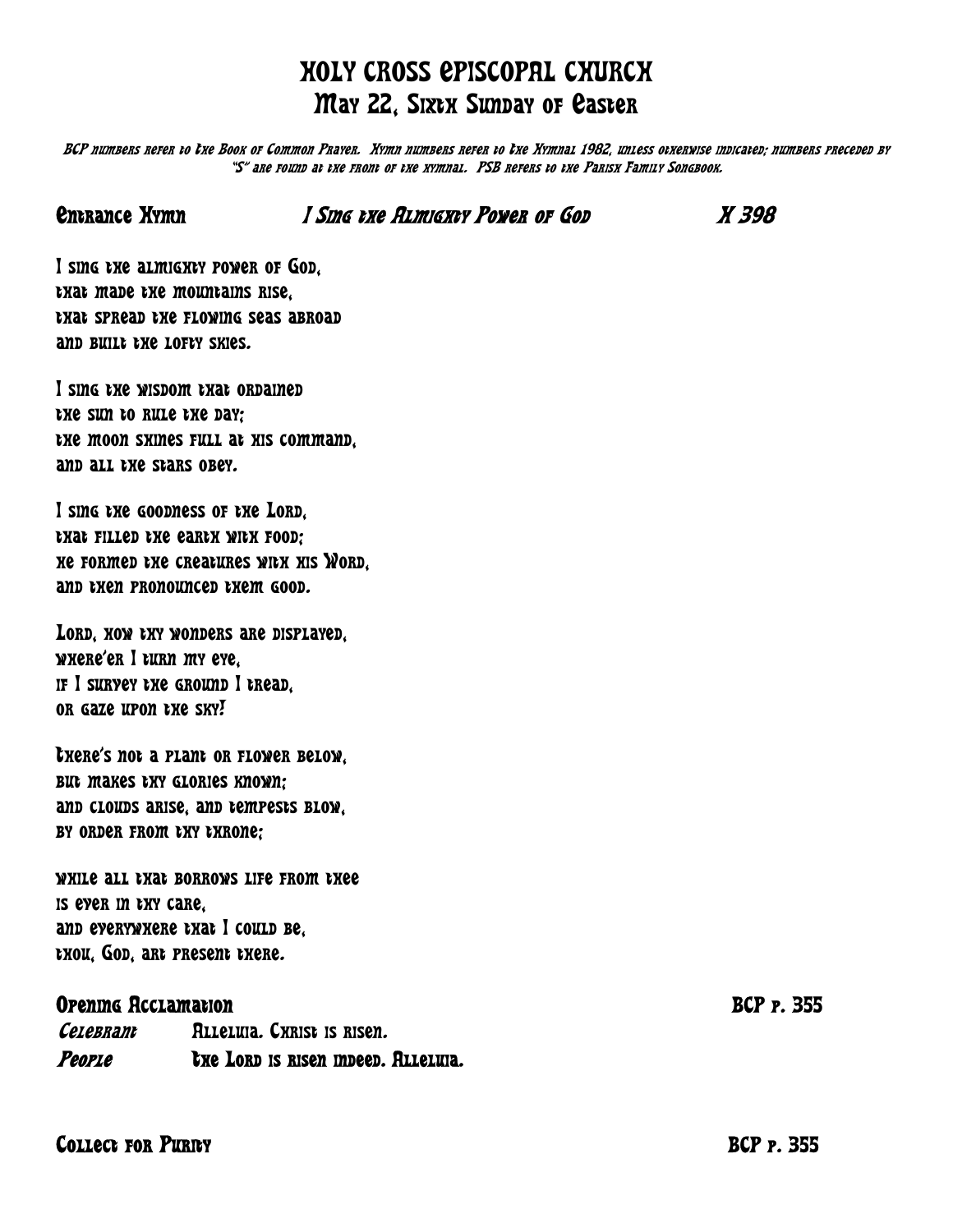# HOLY CROSS EPISCOPAL CHURCH
## May 22, Sixth Sunday of Easter

*BCP numbers refer to the Book of Common Prayer. Hymn numbers refer to the Hymnal 1982, unless otherwise indicated; numbers preceded by "S" are found at the front of the hymnal. PSB refers to the Parish Family Songbook.*

### Entrance Hymn — *I Sing the Almighty Power of God* — *H 398*

I sing the almighty power of God,
that made the mountains rise,
that spread the flowing seas abroad
and built the lofty skies.

I sing the wisdom that ordained
the sun to rule the day;
the moon shines full at his command,
and all the stars obey.

I sing the goodness of the Lord,
that filled the earth with food;
he formed the creatures with his Word,
and then pronounced them good.

Lord, how thy wonders are displayed,
where'er I turn my eye,
if I survey the ground I tread,
or gaze upon the sky!

There's not a plant or flower below,
but makes thy glories known;
and clouds arise, and tempests blow,
by order from thy throne;

while all that borrows life from thee
is ever in thy care,
and everywhere that I could be,
thou, God, art present there.

### Opening Acclamation — BCP p. 355

*Celebrant* Alleluia. Christ is risen.
***People*** **The Lord is risen indeed. Alleluia.**

### Collect for Purity — BCP p. 355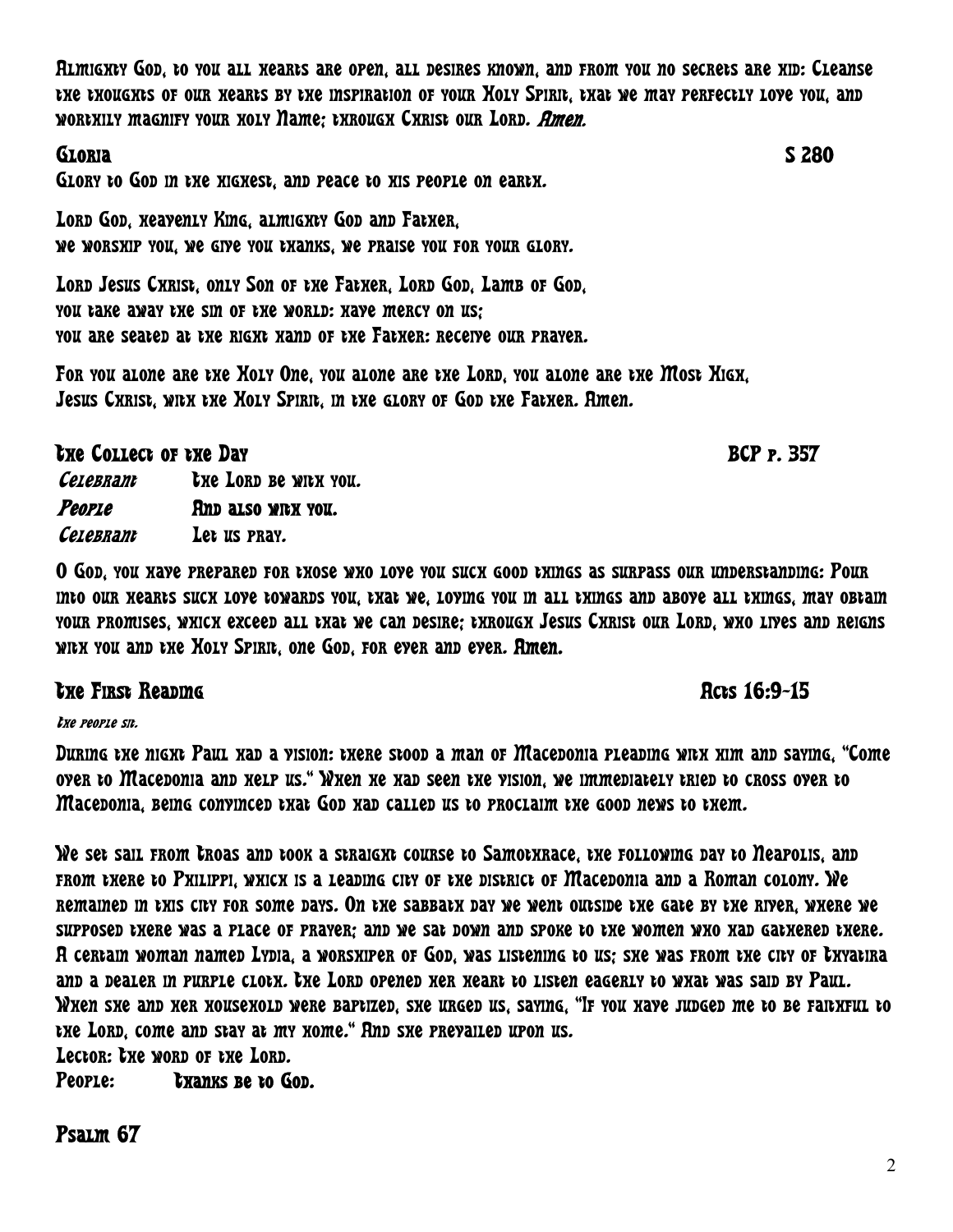Almighty God, to you all hearts are open, all desires known, and from you no secrets are hid: Cleanse the thoughts of our hearts by the inspiration of your Holy Spirit, that we may perfectly love you, and worthily magnify your holy Name; through Christ our Lord. *Amen.*

## Gloria S 280

Glory to God in the highest, and peace to his people on earth.

Lord God, heavenly King, almighty God and Father,
we worship you, we give you thanks, we praise you for your glory.

Lord Jesus Christ, only Son of the Father, Lord God, Lamb of God,
you take away the sin of the world: have mercy on us;
you are seated at the right hand of the Father: receive our prayer.

For you alone are the Holy One, you alone are the Lord, you alone are the Most High,
Jesus Christ, with the Holy Spirit, in the glory of God the Father. Amen.

## The Collect of the Day BCP p. 357

*Celebrant* The Lord be with you.
*People* **And also with you.**
*Celebrant* Let us pray.

O God, you have prepared for those who love you such good things as surpass our understanding: Pour into our hearts such love towards you, that we, loving you in all things and above all things, may obtain your promises, which exceed all that we can desire; through Jesus Christ our Lord, who lives and reigns with you and the Holy Spirit, one God, for ever and ever. **Amen.**

## The First Reading Acts 16:9-15

*The people sit.*

During the night Paul had a vision: there stood a man of Macedonia pleading with him and saying, "Come over to Macedonia and help us." When he had seen the vision, we immediately tried to cross over to Macedonia, being convinced that God had called us to proclaim the good news to them.

We set sail from Troas and took a straight course to Samothrace, the following day to Neapolis, and from there to Philippi, which is a leading city of the district of Macedonia and a Roman colony. We remained in this city for some days. On the sabbath day we went outside the gate by the river, where we supposed there was a place of prayer; and we sat down and spoke to the women who had gathered there. A certain woman named Lydia, a worshiper of God, was listening to us; she was from the city of Thyatira and a dealer in purple cloth. The Lord opened her heart to listen eagerly to what was said by Paul. When she and her household were baptized, she urged us, saying, "If you have judged me to be faithful to the Lord, come and stay at my home." And she prevailed upon us.
Lector: The word of the Lord.
People: **Thanks be to God.**

## Psalm 67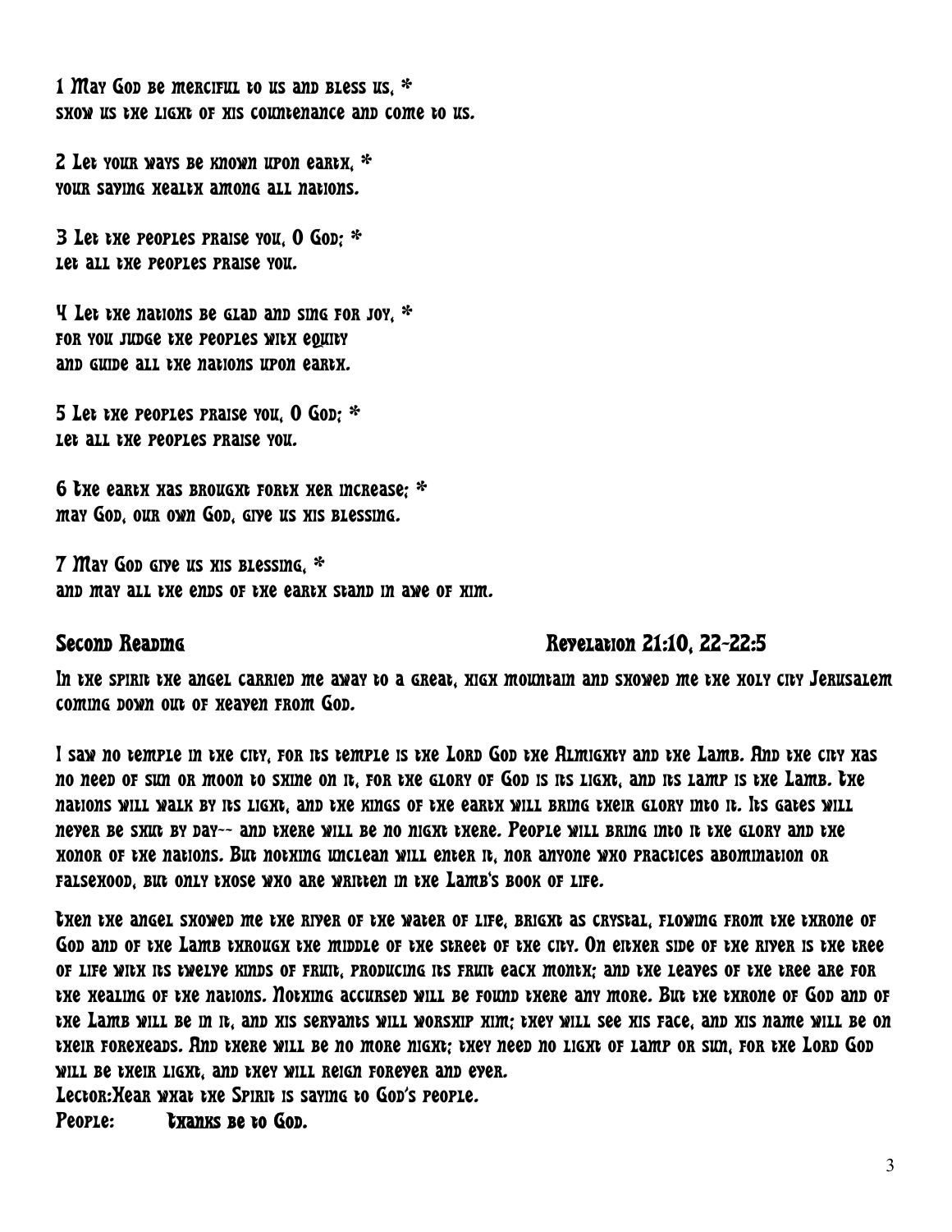1 May God be merciful to us and bless us, *
show us the light of his countenance and come to us.

2 Let your ways be known upon earth, *
your saving health among all nations.

3 Let the peoples praise you, O God; *
let all the peoples praise you.

4 Let the nations be glad and sing for joy, *
for you judge the peoples with equity
and guide all the nations upon earth.

5 Let the peoples praise you, O God; *
let all the peoples praise you.

6 The earth has brought forth her increase; *
may God, our own God, give us his blessing.

7 May God give us his blessing, *
and may all the ends of the earth stand in awe of him.

## Second Reading — Revelation 21:10, 22-22:5

In the spirit the angel carried me away to a great, high mountain and showed me the holy city Jerusalem coming down out of heaven from God.

I saw no temple in the city, for its temple is the Lord God the Almighty and the Lamb. And the city has no need of sun or moon to shine on it, for the glory of God is its light, and its lamp is the Lamb. The nations will walk by its light, and the kings of the earth will bring their glory into it. Its gates will never be shut by day-- and there will be no night there. People will bring into it the glory and the honor of the nations. But nothing unclean will enter it, nor anyone who practices abomination or falsehood, but only those who are written in the Lamb's book of life.

Then the angel showed me the river of the water of life, bright as crystal, flowing from the throne of God and of the Lamb through the middle of the street of the city. On either side of the river is the tree of life with its twelve kinds of fruit, producing its fruit each month; and the leaves of the tree are for the healing of the nations. Nothing accursed will be found there any more. But the throne of God and of the Lamb will be in it, and his servants will worship him; they will see his face, and his name will be on their foreheads. And there will be no more night; they need no light of lamp or sun, for the Lord God will be their light, and they will reign forever and ever.

Lector: Hear what the Spirit is saying to God's people.

People: **Thanks be to God.**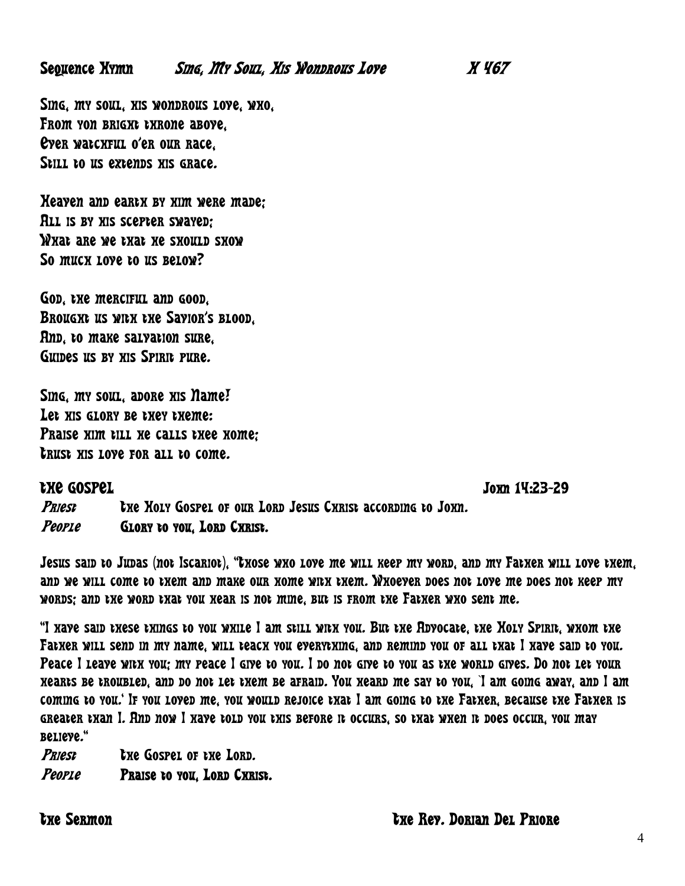## Sequence Hymn *Sing, My Soul, His Wondrous Love* H 467

Sing, my soul, his wondrous love, who,
From yon bright throne above,
Ever watchful o'er our race,
Still to us extends his grace.

Heaven and earth by him were made;
All is by his scepter swayed;
What are we that he should show
So much love to us below?

God, the merciful and good,
Brought us with the Savior's blood,
And, to make salvation sure,
Guides us by his Spirit pure.

Sing, my soul, adore his Name!
Let his glory be they theme:
Praise him till he calls thee home;
Trust his love for all to come.

## The Gospel John 14:23-29

*Priest* The Holy Gospel of our Lord Jesus Christ according to John.
*People* **Glory to you, Lord Christ.**

Jesus said to Judas (not Iscariot), "Those who love me will keep my word, and my Father will love them, and we will come to them and make our home with them. Whoever does not love me does not keep my words; and the word that you hear is not mine, but is from the Father who sent me.

"I have said these things to you while I am still with you. But the Advocate, the Holy Spirit, whom the Father will send in my name, will teach you everything, and remind you of all that I have said to you. Peace I leave with you; my peace I give to you. I do not give to you as the world gives. Do not let your hearts be troubled, and do not let them be afraid. You heard me say to you, 'I am going away, and I am coming to you.' If you loved me, you would rejoice that I am going to the Father, because the Father is greater than I. And now I have told you this before it occurs, so that when it does occur, you may believe."

*Priest* The Gospel of the Lord.
*People* **Praise to you, Lord Christ.**

## The Sermon The Rev. Dorian Del Priore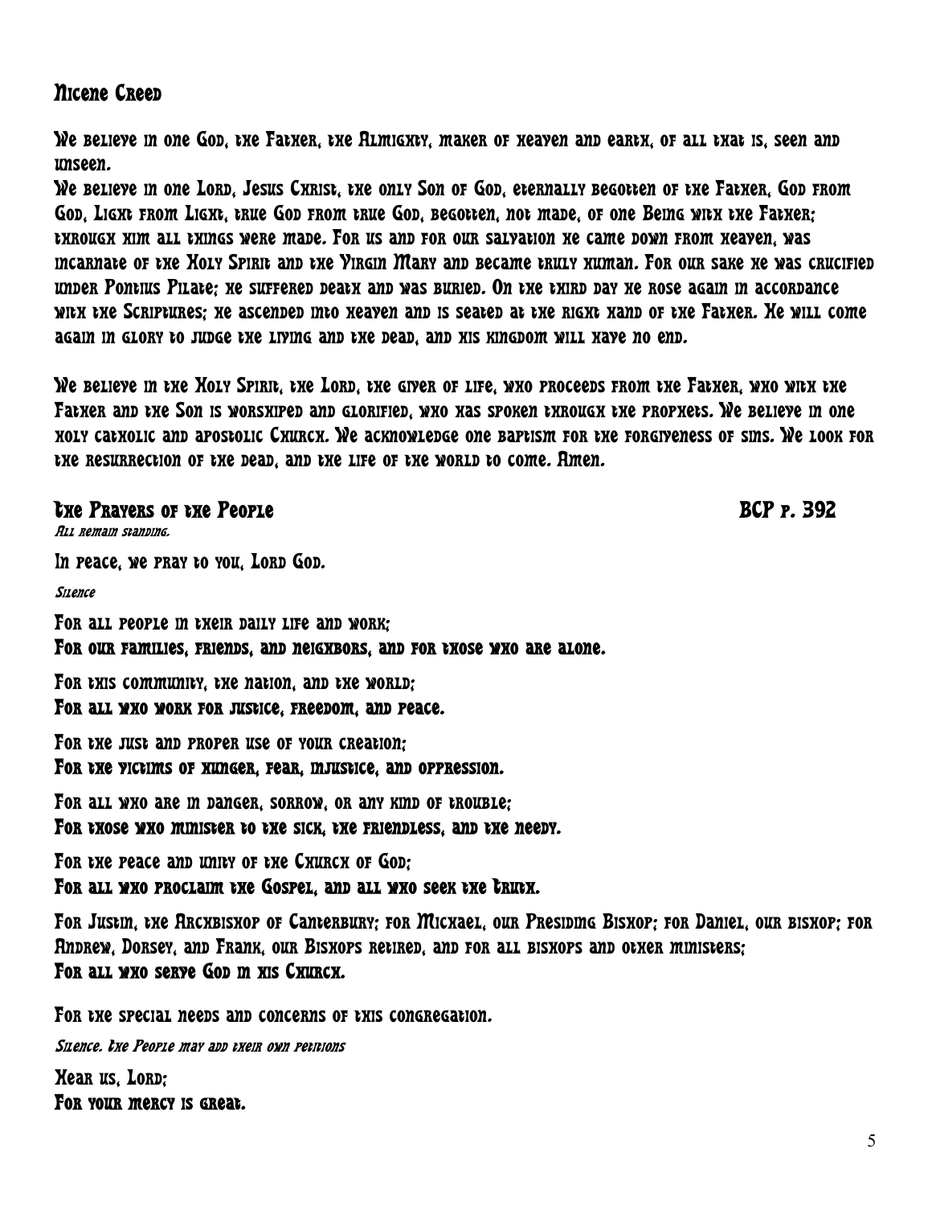## Nicene Creed

We believe in one God, the Father, the Almighty, maker of heaven and earth, of all that is, seen and unseen.
We believe in one Lord, Jesus Christ, the only Son of God, eternally begotten of the Father, God from God, Light from Light, true God from true God, begotten, not made, of one Being with the Father; through him all things were made. For us and for our salvation he came down from heaven, was incarnate of the Holy Spirit and the Virgin Mary and became truly human. For our sake he was crucified under Pontius Pilate; he suffered death and was buried. On the third day he rose again in accordance with the Scriptures; he ascended into heaven and is seated at the right hand of the Father. He will come again in glory to judge the living and the dead, and his kingdom will have no end.

We believe in the Holy Spirit, the Lord, the giver of life, who proceeds from the Father, who with the Father and the Son is worshiped and glorified, who has spoken through the prophets. We believe in one holy catholic and apostolic Church. We acknowledge one baptism for the forgiveness of sins. We look for the resurrection of the dead, and the life of the world to come. Amen.

## The Prayers of the People BCP p. 392

*All remain standing.*

In peace, we pray to you, Lord God.

*Silence*

For all people in their daily life and work;
**For our families, friends, and neighbors, and for those who are alone.**

For this community, the nation, and the world;
**For all who work for justice, freedom, and peace.**

For the just and proper use of your creation;
**For the victims of hunger, fear, injustice, and oppression.**

For all who are in danger, sorrow, or any kind of trouble;
**For those who minister to the sick, the friendless, and the needy.**

For the peace and unity of the Church of God;
**For all who proclaim the Gospel, and all who seek the Truth.**

For Justin, the Archbishop of Canterbury; for Michael, our Presiding Bishop; for Daniel, our bishop; for Andrew, Dorsey, and Frank, our Bishops retired, and for all bishops and other ministers;
**For all who serve God in his Church.**

For the special needs and concerns of this congregation.

*Silence. The People may add their own petitions*

Hear us, Lord;
**For your mercy is great.**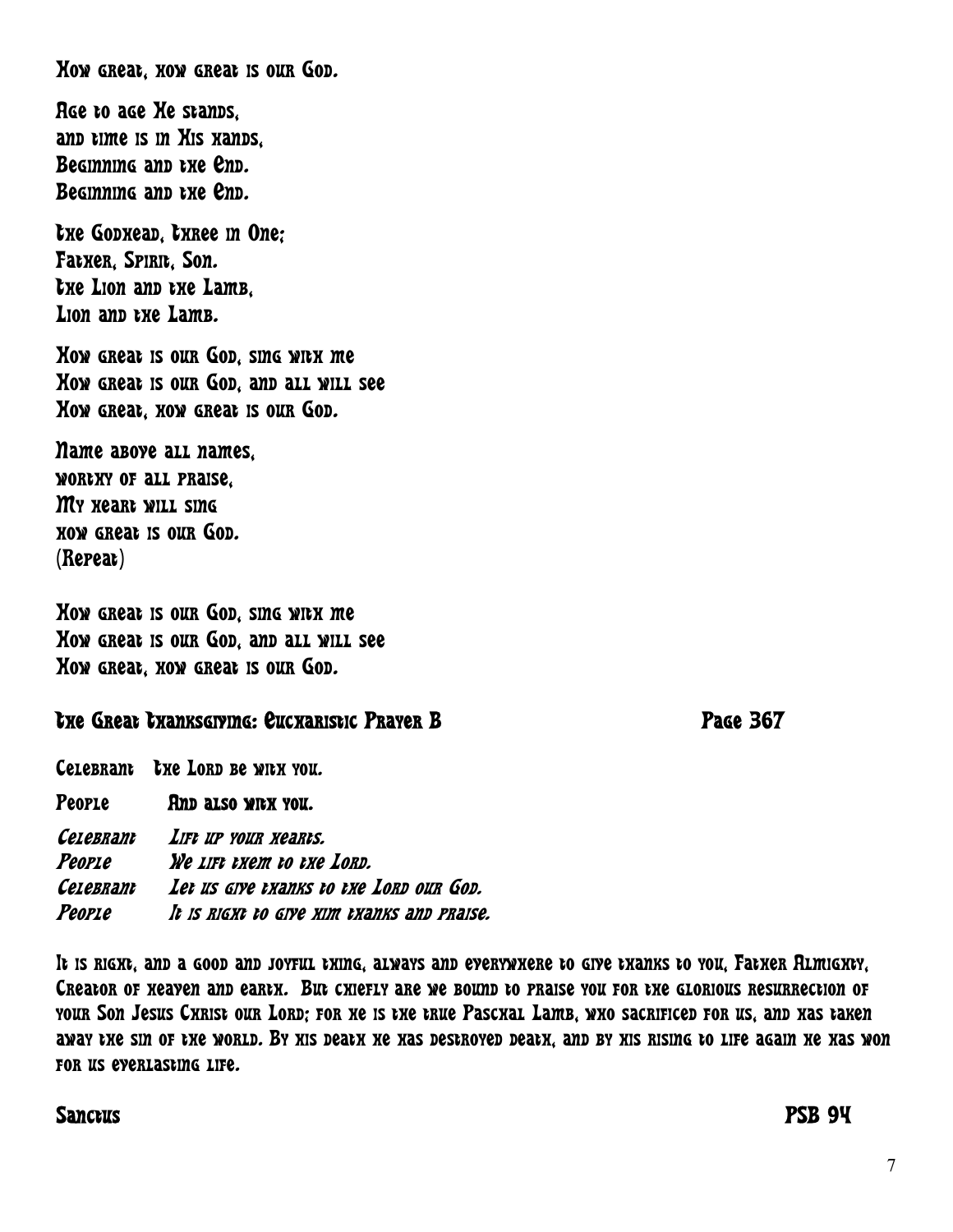How great, how great is our God.

Age to age He stands,
and time is in His hands,
Beginning and the End.
Beginning and the End.

The Godhead, Three in One:
Father, Spirit, Son.
The Lion and the Lamb,
Lion and the Lamb.

How great is our God, sing with me
How great is our God, and all will see
How great, how great is our God.

Name above all names,
worthy of all praise,
My heart will sing
how great is our God.
(Repeat)

How great is our God, sing with me
How great is our God, and all will see
How great, how great is our God.

## The Great Thanksgiving: Eucharistic Prayer B — Page 367

Celebrant The Lord be with you.

People **And also with you.**

*Celebrant Lift up your hearts.*
*People We lift them to the Lord.*
*Celebrant Let us give thanks to the Lord our God.*
*People It is right to give him thanks and praise.*

It is right, and a good and joyful thing, always and everywhere to give thanks to you, Father Almighty, Creator of heaven and earth. But chiefly are we bound to praise you for the glorious resurrection of your Son Jesus Christ our Lord; for he is the true Paschal Lamb, who sacrificed for us, and has taken away the sin of the world. By his death he has destroyed death, and by his rising to life again he has won for us everlasting life.

## Sanctus — PSB 94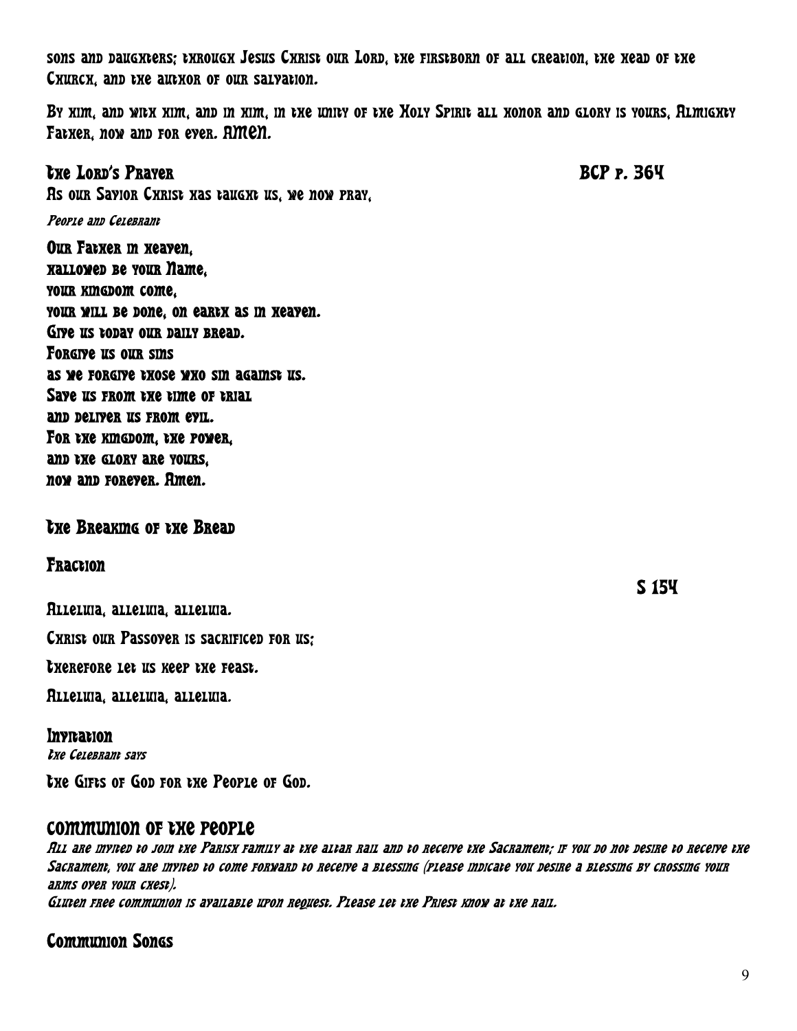sons and daughters; through Jesus Christ our Lord, the firstborn of all creation, the head of the Church, and the author of our salvation.

By him, and with him, and in him, in the unity of the Holy Spirit all honor and glory is yours, Almighty Father, now and for ever. **Amen.**

## The Lord's Prayer — BCP p. 364

As our Savior Christ has taught us, we now pray,

*People and Celebrant*

**Our Father in heaven,**
**hallowed be your Name,**
**your kingdom come,**
**your will be done, on earth as in heaven.**
**Give us today our daily bread.**
**Forgive us our sins**
**as we forgive those who sin against us.**
**Save us from the time of trial**
**and deliver us from evil.**
**For the kingdom, the power,**
**and the glory are yours,**
**now and forever. Amen.**

## The Breaking of the Bread

### Fraction — S 154

Alleluia, alleluia, alleluia.

Christ our Passover is sacrificed for us;

therefore let us keep the feast.

Alleluia, alleluia, alleluia.

### Invitation

*The Celebrant says*

The Gifts of God for the People of God.

## Communion of the People

*All are invited to join the Parish family at the altar rail and to receive the Sacrament; if you do not desire to receive the Sacrament, you are invited to come forward to receive a blessing (please indicate you desire a blessing by crossing your arms over your chest).*
*Gluten free communion is available upon request. Please let the Priest know at the rail.*

## Communion Songs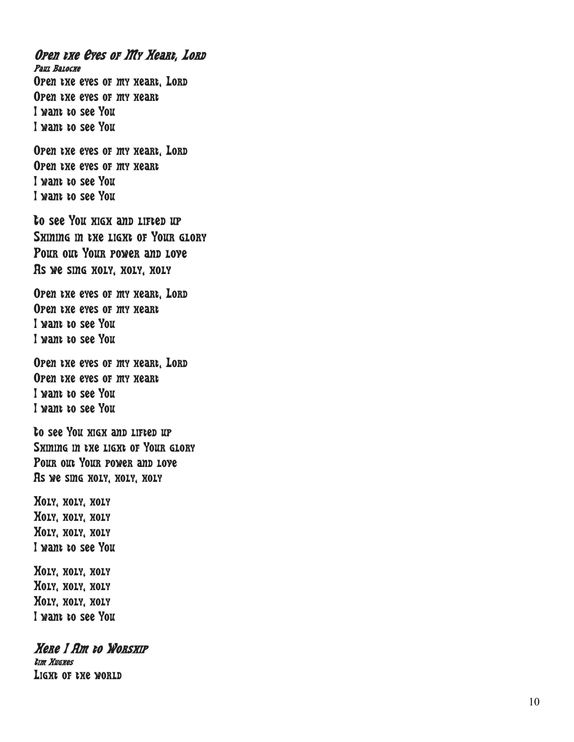## *Open the Eyes of My Heart, Lord*

*Paul Baloche*

Open the eyes of my heart, Lord
Open the eyes of my heart
I want to see You
I want to see You

Open the eyes of my heart, Lord
Open the eyes of my heart
I want to see You
I want to see You

To see You high and lifted up
Shining in the light of Your glory
Pour out Your power and love
As we sing holy, holy, holy

Open the eyes of my heart, Lord
Open the eyes of my heart
I want to see You
I want to see You

Open the eyes of my heart, Lord
Open the eyes of my heart
I want to see You
I want to see You

To see You high and lifted up
Shining in the light of Your glory
Pour out Your power and love
As we sing holy, holy, holy

Holy, holy, holy
Holy, holy, holy
Holy, holy, holy
I want to see You

Holy, holy, holy
Holy, holy, holy
Holy, holy, holy
I want to see You

## *Here I Am to Worship*

*Tim Hughes*

Light of the world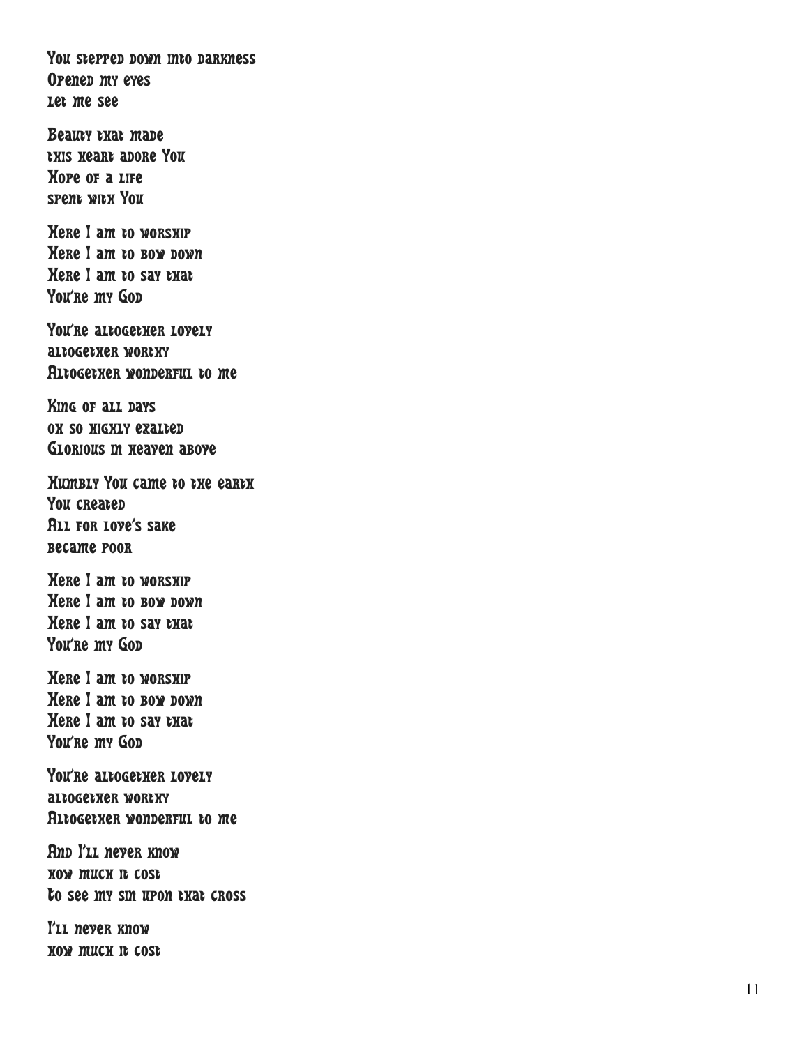You stepped down into darkness
Opened my eyes
Let me see

Beauty that made
this heart adore You
Hope of a life
spent with You

Here I am to worship
Here I am to bow down
Here I am to say that
You're my God

You're altogether lovely
altogether worthy
Altogether wonderful to me

King of all days
oh so highly exalted
Glorious in heaven above

Humbly You came to the earth
You created
All for love's sake
became poor

Here I am to worship
Here I am to bow down
Here I am to say that
You're my God

Here I am to worship
Here I am to bow down
Here I am to say that
You're my God

You're altogether lovely
altogether worthy
Altogether wonderful to me

And I'll never know
how much it cost
to see my sin upon that cross

I'll never know
how much it cost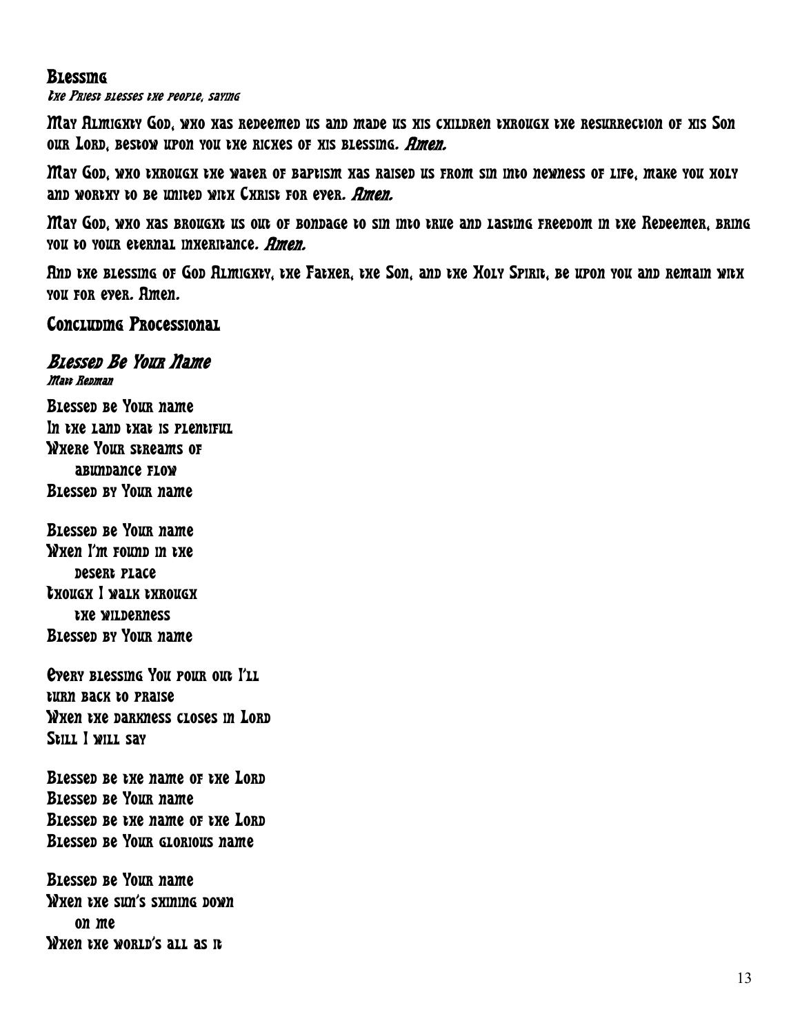## Blessing

*The Priest blesses the people, saying*

May Almighty God, who has redeemed us and made us his children through the resurrection of his Son our Lord, bestow upon you the riches of his blessing. ***Amen.***

May God, who through the water of baptism has raised us from sin into newness of life, make you holy and worthy to be united with Christ for ever. ***Amen.***

May God, who has brought us out of bondage to sin into true and lasting freedom in the Redeemer, bring you to your eternal inheritance. ***Amen.***

And the blessing of God Almighty, the Father, the Son, and the Holy Spirit, be upon you and remain with you for ever. Amen.

## Concluding Processional

### *Blessed Be Your Name*

*Matt Redman*

Blessed be Your name
In the land that is plentiful
Where Your streams of
    abundance flow
Blessed by Your name

Blessed be Your name
When I'm found in the
    desert place
Though I walk through
    the wilderness
Blessed by Your name

Every blessing You pour out I'll
turn back to praise
When the darkness closes in Lord
Still I will say

Blessed be the name of the Lord
Blessed be Your name
Blessed be the name of the Lord
Blessed be Your glorious name

Blessed be Your name
When the sun's shining down
    on me
When the world's all as it